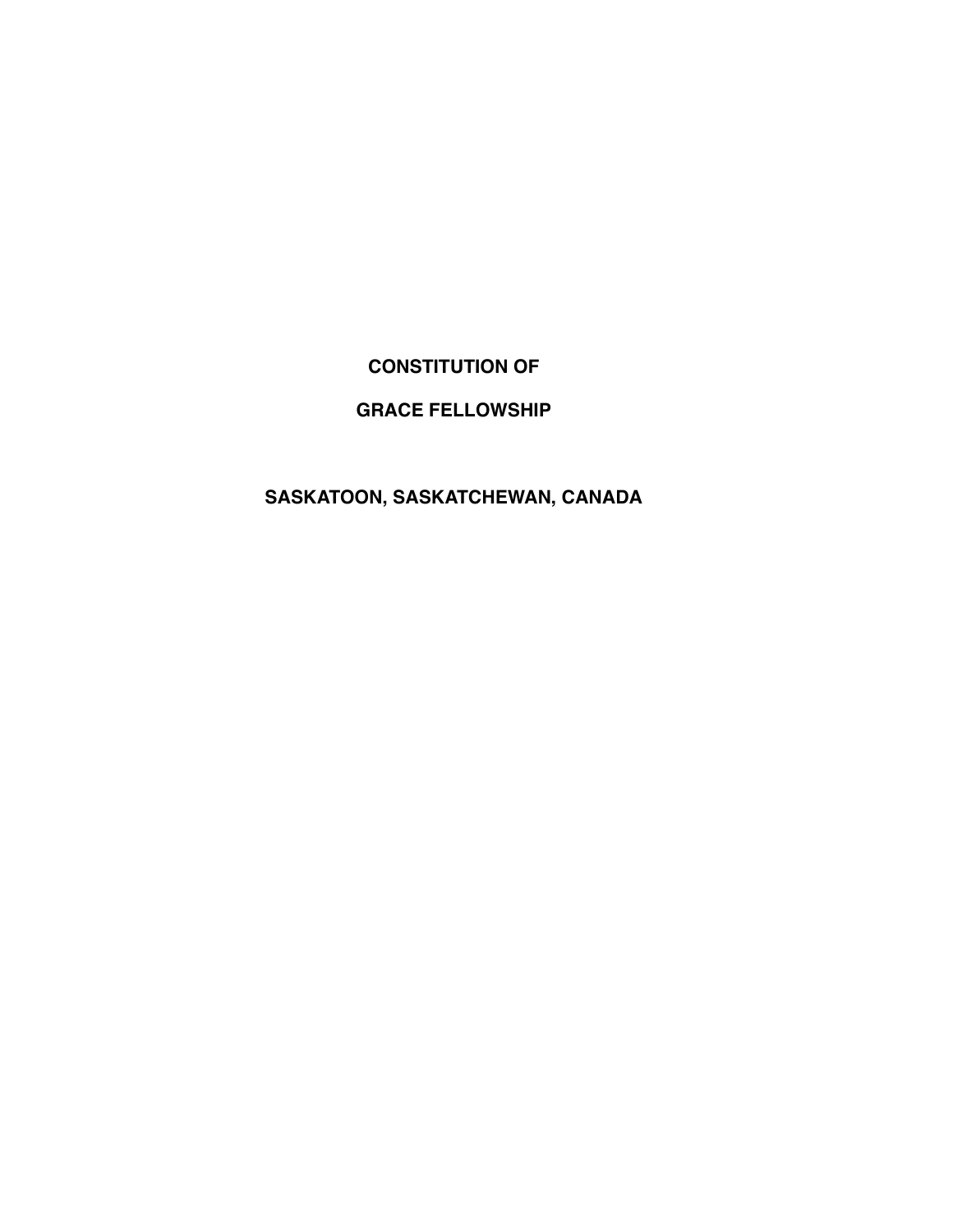# CONSTITUTION OF

# GRACE FELLOWSHIP

## SASKATOON, SASKATCHEWAN, CANADA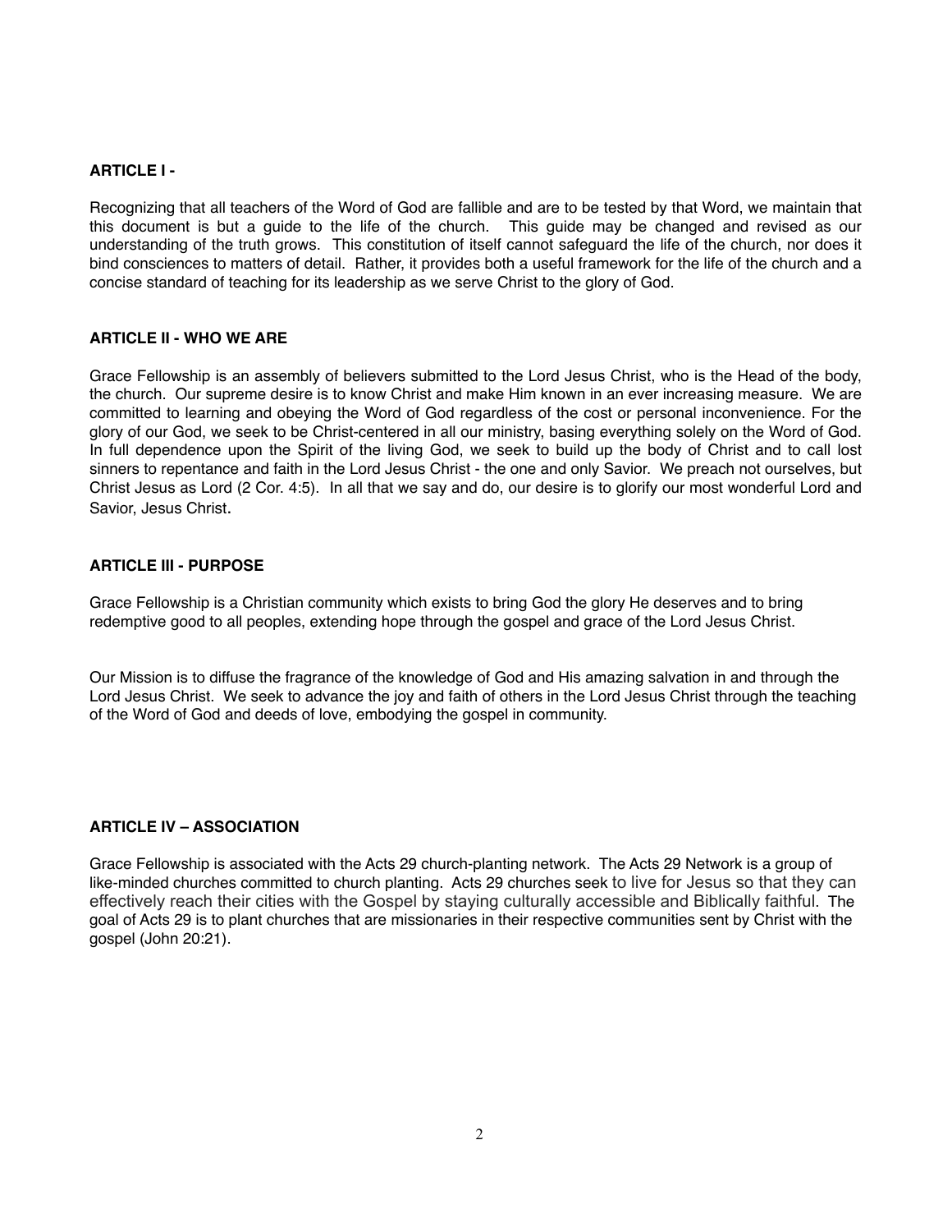**ARTICLE I -**

Recognizing that all teachers of the Word of God are fallible and are to be tested by that Word, we maintain that this document is but a guide to the life of the church. This guide may be changed and revised as our understanding of the truth grows. This constitution of itself cannot safeguard the life of the church, nor does it bind consciences to matters of detail. Rather, it provides both a useful framework for the life of the church and a concise standard of teaching for its leadership as we serve Christ to the glory of God.

**ARTICLE II - WHO WE ARE**

Grace Fellowship is an assembly of believers submitted to the Lord Jesus Christ, who is the Head of the body, the church. Our supreme desire is to know Christ and make Him known in an ever increasing measure. We are committed to learning and obeying the Word of God regardless of the cost or personal inconvenience. For the glory of our God, we seek to be Christ-centered in all our ministry, basing everything solely on the Word of God. In full dependence upon the Spirit of the living God, we seek to build up the body of Christ and to call lost sinners to repentance and faith in the Lord Jesus Christ - the one and only Savior. We preach not ourselves, but Christ Jesus as Lord (2 Cor. 4:5). In all that we say and do, our desire is to glorify our most wonderful Lord and Savior, Jesus Christ.

**ARTICLE III - PURPOSE**

Grace Fellowship is a Christian community which exists to bring God the glory He deserves and to bring redemptive good to all peoples, extending hope through the gospel and grace of the Lord Jesus Christ.

Our Mission is to diffuse the fragrance of the knowledge of God and His amazing salvation in and through the Lord Jesus Christ. We seek to advance the joy and faith of others in the Lord Jesus Christ through the teaching of the Word of God and deeds of love, embodying the gospel in community.

**ARTICLE IV – ASSOCIATION**

Grace Fellowship is associated with the Acts 29 church-planting network. The Acts 29 Network is a group of like-minded churches committed to church planting. Acts 29 churches seek to live for Jesus so that they can effectively reach their cities with the Gospel by staying culturally accessible and Biblically faithful. The goal of Acts 29 is to plant churches that are missionaries in their respective communities sent by Christ with the gospel (John 20:21).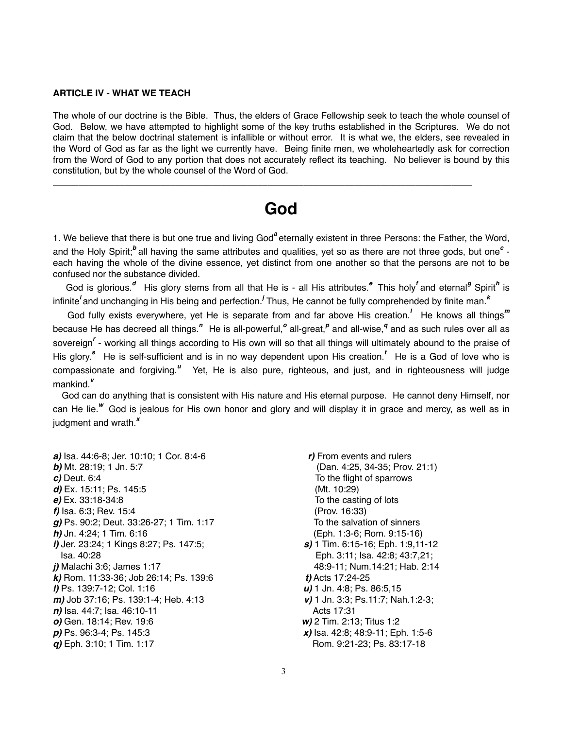**ARTICLE IV - WHAT WE TEACH**

The whole of our doctrine is the Bible. Thus, the elders of Grace Fellowship seek to teach the whole counsel of God. Below, we have attempted to highlight some of the key truths established in the Scriptures. We do not claim that the below doctrinal statement is infallible or without error. It is what we, the elders, see revealed in the Word of God as far as the light we currently have. Being finite men, we wholeheartedly ask for correction from the Word of God to any portion that does not accurately reflect its teaching. No believer is bound by this constitution, but by the whole counsel of the Word of God.

---

# God

1. We believe that there is but one true and living God[a] eternally existent in three Persons: the Father, the Word, and the Holy Spirit;[b] all having the same attributes and qualities, yet so as there are not three gods, but one[c] - each having the whole of the divine essence, yet distinct from one another so that the persons are not to be confused nor the substance divided.

God is glorious.[d] His glory stems from all that He is - all His attributes.[e] This holy[f] and eternal[g] Spirit[h] is infinite[i] and unchanging in His being and perfection.[j] Thus, He cannot be fully comprehended by finite man.[k]

God fully exists everywhere, yet He is separate from and far above His creation.[l] He knows all things[m] because He has decreed all things.[n] He is all-powerful,[o] all-great,[p] and all-wise,[q] and as such rules over all as sovereign[r] - working all things according to His own will so that all things will ultimately abound to the praise of His glory.[s] He is self-sufficient and is in no way dependent upon His creation.[t] He is a God of love who is compassionate and forgiving.[u] Yet, He is also pure, righteous, and just, and in righteousness will judge mankind.[v]

God can do anything that is consistent with His nature and His eternal purpose. He cannot deny Himself, nor can He lie.[w] God is jealous for His own honor and glory and will display it in grace and mercy, as well as in judgment and wrath.[x]

***a)*** Isa. 44:6-8; Jer. 10:10; 1 Cor. 8:4-6
***b)*** Mt. 28:19; 1 Jn. 5:7
***c)*** Deut. 6:4
***d)*** Ex. 15:11; Ps. 145:5
***e)*** Ex. 33:18-34:8
***f)*** Isa. 6:3; Rev. 15:4
***g)*** Ps. 90:2; Deut. 33:26-27; 1 Tim. 1:17
***h)*** Jn. 4:24; 1 Tim. 6:16
***i)*** Jer. 23:24; 1 Kings 8:27; Ps. 147:5; Isa. 40:28
***j)*** Malachi 3:6; James 1:17
***k)*** Rom. 11:33-36; Job 26:14; Ps. 139:6
***l)*** Ps. 139:7-12; Col. 1:16
***m)*** Job 37:16; Ps. 139:1-4; Heb. 4:13
***n)*** Isa. 44:7; Isa. 46:10-11
***o)*** Gen. 18:14; Rev. 19:6
***p)*** Ps. 96:3-4; Ps. 145:3
***q)*** Eph. 3:10; 1 Tim. 1:17
***r)*** From events and rulers (Dan. 4:25, 34-35; Prov. 21:1)
To the flight of sparrows (Mt. 10:29)
To the casting of lots (Prov. 16:33)
To the salvation of sinners (Eph. 1:3-6; Rom. 9:15-16)
***s)*** 1 Tim. 6:15-16; Eph. 1:9,11-12 Eph. 3:11; Isa. 42:8; 43:7,21; 48:9-11; Num.14:21; Hab. 2:14
***t)*** Acts 17:24-25
***u)*** 1 Jn. 4:8; Ps. 86:5,15
***v)*** 1 Jn. 3:3; Ps.11:7; Nah.1:2-3; Acts 17:31
***w)*** 2 Tim. 2:13; Titus 1:2
***x)*** Isa. 42:8; 48:9-11; Eph. 1:5-6 Rom. 9:21-23; Ps. 83:17-18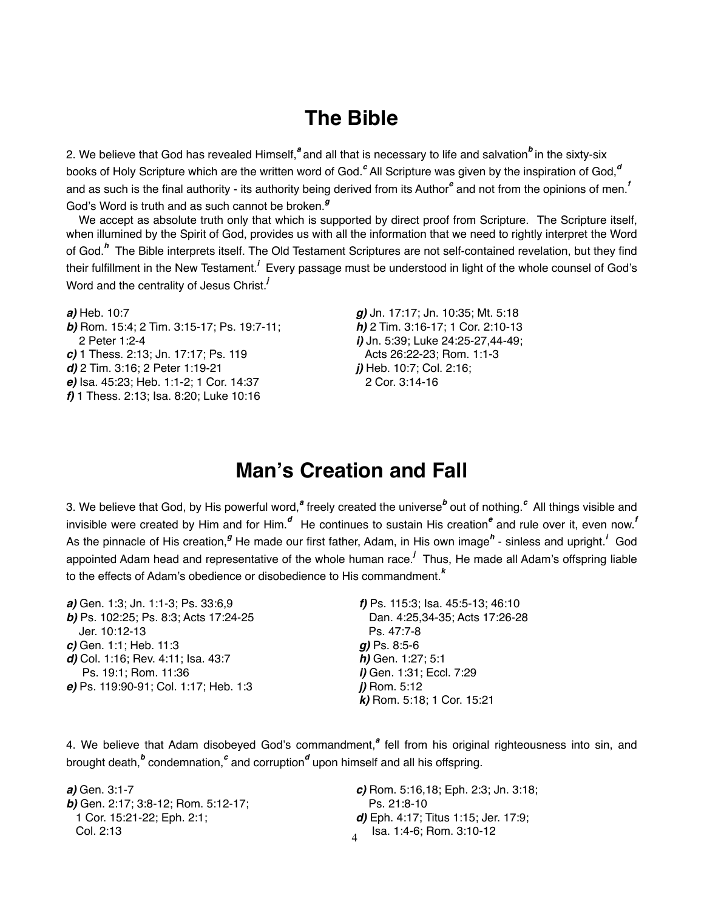# The Bible

2. We believe that God has revealed Himself,[a] and all that is necessary to life and salvation[b] in the sixty-six books of Holy Scripture which are the written word of God.[c] All Scripture was given by the inspiration of God,[d] and as such is the final authority - its authority being derived from its Author[e] and not from the opinions of men.[f] God's Word is truth and as such cannot be broken.[g]

We accept as absolute truth only that which is supported by direct proof from Scripture. The Scripture itself, when illumined by the Spirit of God, provides us with all the information that we need to rightly interpret the Word of God.[h] The Bible interprets itself. The Old Testament Scriptures are not self-contained revelation, but they find their fulfillment in the New Testament.[i] Every passage must be understood in light of the whole counsel of God's Word and the centrality of Jesus Christ.[j]

***a)*** Heb. 10:7
***b)*** Rom. 15:4; 2 Tim. 3:15-17; Ps. 19:7-11; 2 Peter 1:2-4
***c)*** 1 Thess. 2:13; Jn. 17:17; Ps. 119
***d)*** 2 Tim. 3:16; 2 Peter 1:19-21
***e)*** Isa. 45:23; Heb. 1:1-2; 1 Cor. 14:37
***f)*** 1 Thess. 2:13; Isa. 8:20; Luke 10:16
***g)*** Jn. 17:17; Jn. 10:35; Mt. 5:18
***h)*** 2 Tim. 3:16-17; 1 Cor. 2:10-13
***i)*** Jn. 5:39; Luke 24:25-27,44-49; Acts 26:22-23; Rom. 1:1-3
***j)*** Heb. 10:7; Col. 2:16; 2 Cor. 3:14-16

# Man's Creation and Fall

3. We believe that God, by His powerful word,[a] freely created the universe[b] out of nothing.[c] All things visible and invisible were created by Him and for Him.[d] He continues to sustain His creation[e] and rule over it, even now.[f] As the pinnacle of His creation,[g] He made our first father, Adam, in His own image[h] - sinless and upright.[i] God appointed Adam head and representative of the whole human race.[j] Thus, He made all Adam's offspring liable to the effects of Adam's obedience or disobedience to His commandment.[k]

***a)*** Gen. 1:3; Jn. 1:1-3; Ps. 33:6,9
***b)*** Ps. 102:25; Ps. 8:3; Acts 17:24-25 Jer. 10:12-13
***c)*** Gen. 1:1; Heb. 11:3
***d)*** Col. 1:16; Rev. 4:11; Isa. 43:7 Ps. 19:1; Rom. 11:36
***e)*** Ps. 119:90-91; Col. 1:17; Heb. 1:3
***f)*** Ps. 115:3; Isa. 45:5-13; 46:10 Dan. 4:25,34-35; Acts 17:26-28 Ps. 47:7-8
***g)*** Ps. 8:5-6
***h)*** Gen. 1:27; 5:1
***i)*** Gen. 1:31; Eccl. 7:29
***j)*** Rom. 5:12
***k)*** Rom. 5:18; 1 Cor. 15:21

4. We believe that Adam disobeyed God's commandment,[a] fell from his original righteousness into sin, and brought death,[b] condemnation,[c] and corruption[d] upon himself and all his offspring.

***a)*** Gen. 3:1-7
***b)*** Gen. 2:17; 3:8-12; Rom. 5:12-17; 1 Cor. 15:21-22; Eph. 2:1; Col. 2:13
***c)*** Rom. 5:16,18; Eph. 2:3; Jn. 3:18; Ps. 21:8-10
***d)*** Eph. 4:17; Titus 1:15; Jer. 17:9; Isa. 1:4-6; Rom. 3:10-12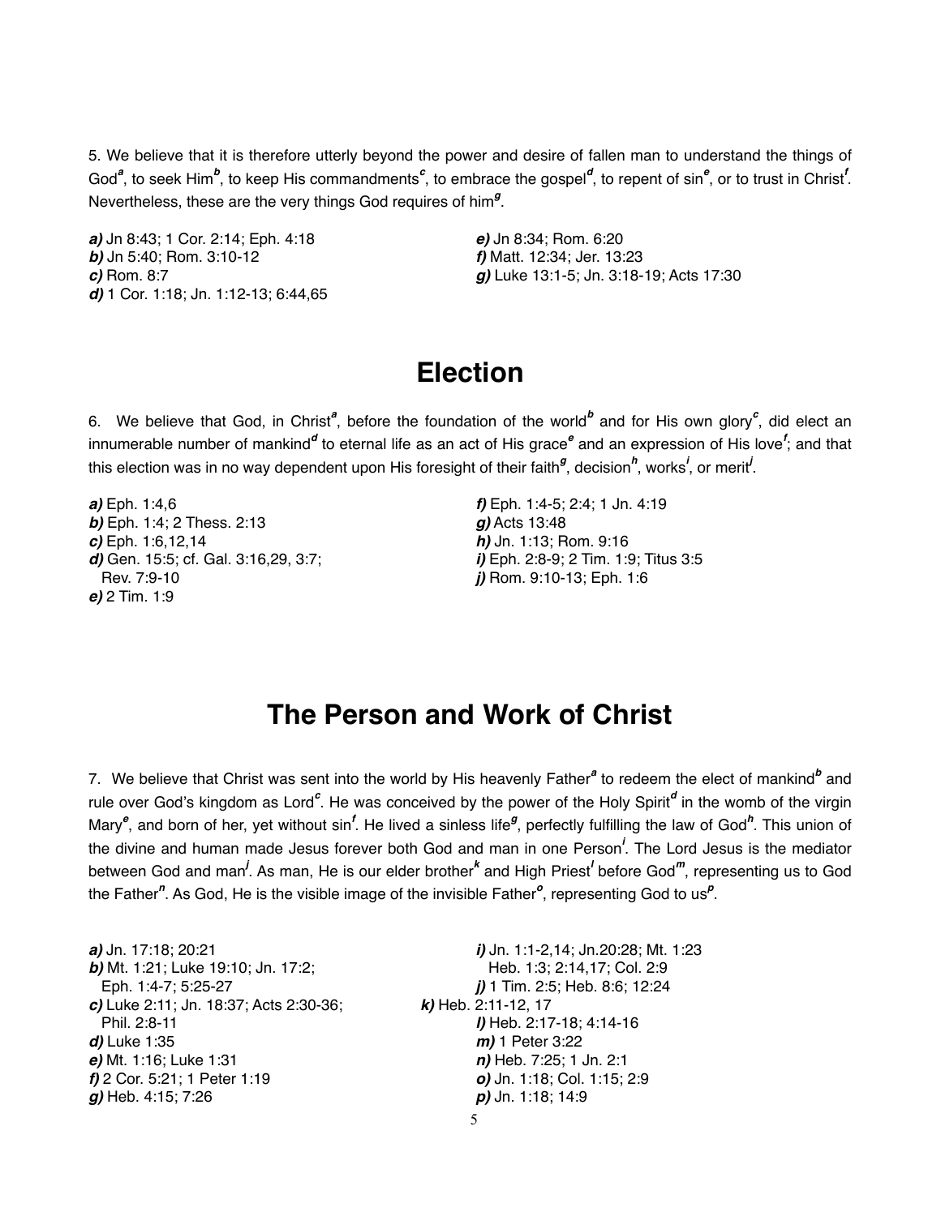5. We believe that it is therefore utterly beyond the power and desire of fallen man to understand the things of God[a], to seek Him[b], to keep His commandments[c], to embrace the gospel[d], to repent of sin[e], or to trust in Christ[f]. Nevertheless, these are the very things God requires of him[g].

***a)*** Jn 8:43; 1 Cor. 2:14; Eph. 4:18
***b)*** Jn 5:40; Rom. 3:10-12
***c)*** Rom. 8:7
***d)*** 1 Cor. 1:18; Jn. 1:12-13; 6:44,65
***e)*** Jn 8:34; Rom. 6:20
***f)*** Matt. 12:34; Jer. 13:23
***g)*** Luke 13:1-5; Jn. 3:18-19; Acts 17:30

# Election

6. We believe that God, in Christ[a], before the foundation of the world[b] and for His own glory[c], did elect an innumerable number of mankind[d] to eternal life as an act of His grace[e] and an expression of His love[f]; and that this election was in no way dependent upon His foresight of their faith[g], decision[h], works[i], or merit[j].

***a)*** Eph. 1:4,6
***b)*** Eph. 1:4; 2 Thess. 2:13
***c)*** Eph. 1:6,12,14
***d)*** Gen. 15:5; cf. Gal. 3:16,29, 3:7; Rev. 7:9-10
***e)*** 2 Tim. 1:9
***f)*** Eph. 1:4-5; 2:4; 1 Jn. 4:19
***g)*** Acts 13:48
***h)*** Jn. 1:13; Rom. 9:16
***i)*** Eph. 2:8-9; 2 Tim. 1:9; Titus 3:5
***j)*** Rom. 9:10-13; Eph. 1:6

# The Person and Work of Christ

7. We believe that Christ was sent into the world by His heavenly Father[a] to redeem the elect of mankind[b] and rule over God's kingdom as Lord[c]. He was conceived by the power of the Holy Spirit[d] in the womb of the virgin Mary[e], and born of her, yet without sin[f]. He lived a sinless life[g], perfectly fulfilling the law of God[h]. This union of the divine and human made Jesus forever both God and man in one Person[i]. The Lord Jesus is the mediator between God and man[j]. As man, He is our elder brother[k] and High Priest[l] before God[m], representing us to God the Father[n]. As God, He is the visible image of the invisible Father[o], representing God to us[p].

***a)*** Jn. 17:18; 20:21
***b)*** Mt. 1:21; Luke 19:10; Jn. 17:2; Eph. 1:4-7; 5:25-27
***c)*** Luke 2:11; Jn. 18:37; Acts 2:30-36; Phil. 2:8-11
***d)*** Luke 1:35
***e)*** Mt. 1:16; Luke 1:31
***f)*** 2 Cor. 5:21; 1 Peter 1:19
***g)*** Heb. 4:15; 7:26
***i)*** Jn. 1:1-2,14; Jn.20:28; Mt. 1:23 Heb. 1:3; 2:14,17; Col. 2:9
***j)*** 1 Tim. 2:5; Heb. 8:6; 12:24
***k)*** Heb. 2:11-12, 17
***l)*** Heb. 2:17-18; 4:14-16
***m)*** 1 Peter 3:22
***n)*** Heb. 7:25; 1 Jn. 2:1
***o)*** Jn. 1:18; Col. 1:15; 2:9
***p)*** Jn. 1:18; 14:9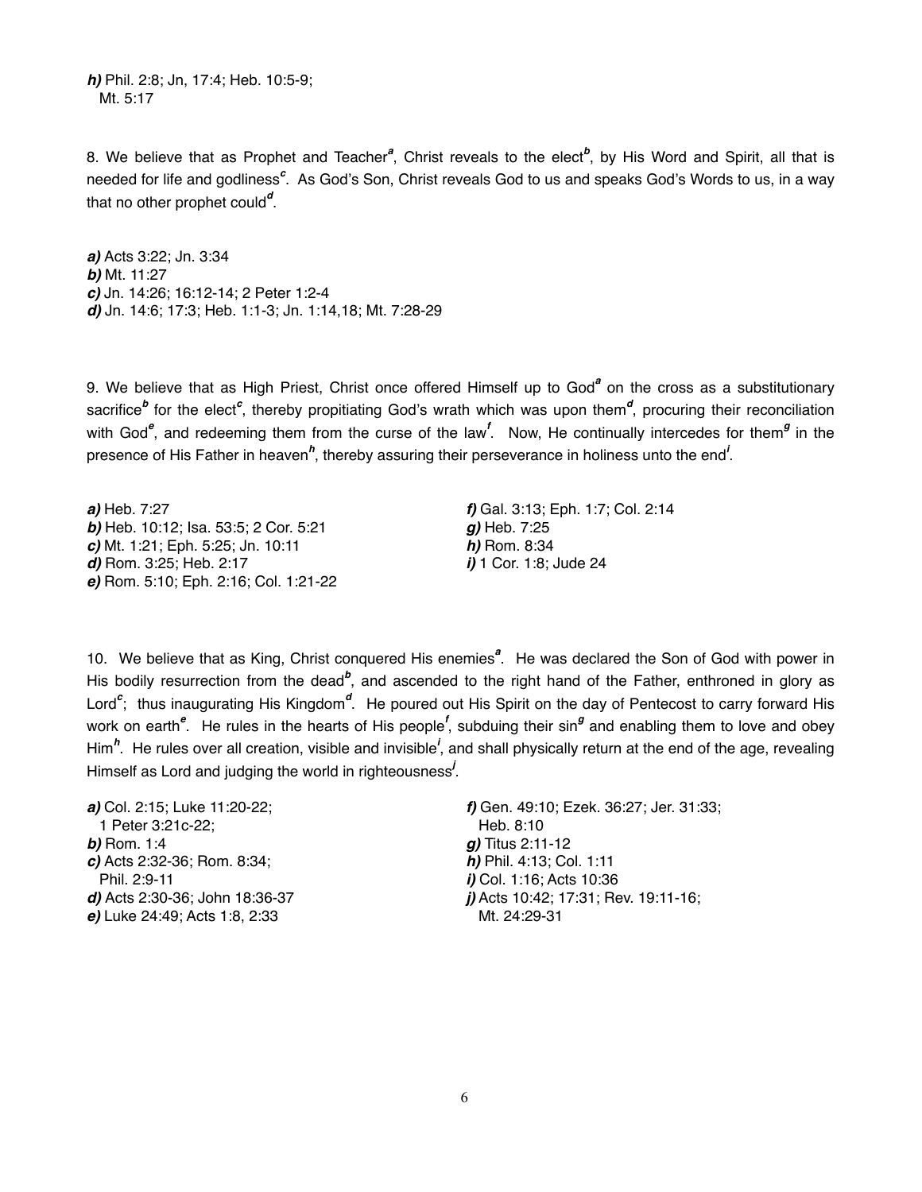***h)*** Phil. 2:8; Jn, 17:4; Heb. 10:5-9; Mt. 5:17

8. We believe that as Prophet and Teacher[a], Christ reveals to the elect[b], by His Word and Spirit, all that is needed for life and godliness[c]. As God's Son, Christ reveals God to us and speaks God's Words to us, in a way that no other prophet could[d].

***a)*** Acts 3:22; Jn. 3:34
***b)*** Mt. 11:27
***c)*** Jn. 14:26; 16:12-14; 2 Peter 1:2-4
***d)*** Jn. 14:6; 17:3; Heb. 1:1-3; Jn. 1:14,18; Mt. 7:28-29

9. We believe that as High Priest, Christ once offered Himself up to God[a] on the cross as a substitutionary sacrifice[b] for the elect[c], thereby propitiating God's wrath which was upon them[d], procuring their reconciliation with God[e], and redeeming them from the curse of the law[f]. Now, He continually intercedes for them[g] in the presence of His Father in heaven[h], thereby assuring their perseverance in holiness unto the end[i].

***a)*** Heb. 7:27
***b)*** Heb. 10:12; Isa. 53:5; 2 Cor. 5:21
***c)*** Mt. 1:21; Eph. 5:25; Jn. 10:11
***d)*** Rom. 3:25; Heb. 2:17
***e)*** Rom. 5:10; Eph. 2:16; Col. 1:21-22
***f)*** Gal. 3:13; Eph. 1:7; Col. 2:14
***g)*** Heb. 7:25
***h)*** Rom. 8:34
***i)*** 1 Cor. 1:8; Jude 24

10. We believe that as King, Christ conquered His enemies[a]. He was declared the Son of God with power in His bodily resurrection from the dead[b], and ascended to the right hand of the Father, enthroned in glory as Lord[c]; thus inaugurating His Kingdom[d]. He poured out His Spirit on the day of Pentecost to carry forward His work on earth[e]. He rules in the hearts of His people[f], subduing their sin[g] and enabling them to love and obey Him[h]. He rules over all creation, visible and invisible[i], and shall physically return at the end of the age, revealing Himself as Lord and judging the world in righteousness[j].

***a)*** Col. 2:15; Luke 11:20-22; 1 Peter 3:21c-22;
***b)*** Rom. 1:4
***c)*** Acts 2:32-36; Rom. 8:34; Phil. 2:9-11
***d)*** Acts 2:30-36; John 18:36-37
***e)*** Luke 24:49; Acts 1:8, 2:33
***f)*** Gen. 49:10; Ezek. 36:27; Jer. 31:33; Heb. 8:10
***g)*** Titus 2:11-12
***h)*** Phil. 4:13; Col. 1:11
***i)*** Col. 1:16; Acts 10:36
***j)*** Acts 10:42; 17:31; Rev. 19:11-16; Mt. 24:29-31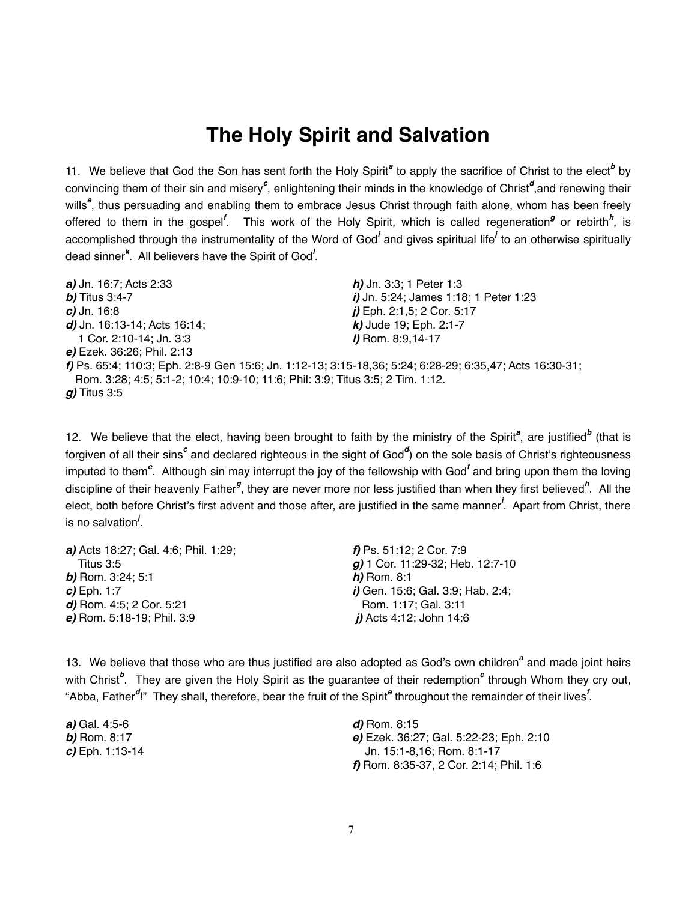# The Holy Spirit and Salvation

11. We believe that God the Son has sent forth the Holy Spirit[a] to apply the sacrifice of Christ to the elect[b] by convincing them of their sin and misery[c], enlightening their minds in the knowledge of Christ[d],and renewing their wills[e], thus persuading and enabling them to embrace Jesus Christ through faith alone, whom has been freely offered to them in the gospel[f]. This work of the Holy Spirit, which is called regeneration[g] or rebirth[h], is accomplished through the instrumentality of the Word of God[i] and gives spiritual life[j] to an otherwise spiritually dead sinner[k]. All believers have the Spirit of God[l].

***a)*** Jn. 16:7; Acts 2:33
***b)*** Titus 3:4-7
***c)*** Jn. 16:8
***d)*** Jn. 16:13-14; Acts 16:14; 1 Cor. 2:10-14; Jn. 3:3
***e)*** Ezek. 36:26; Phil. 2:13
***f)*** Ps. 65:4; 110:3; Eph. 2:8-9 Gen 15:6; Jn. 1:12-13; 3:15-18,36; 5:24; 6:28-29; 6:35,47; Acts 16:30-31; Rom. 3:28; 4:5; 5:1-2; 10:4; 10:9-10; 11:6; Phil: 3:9; Titus 3:5; 2 Tim. 1:12.
***g)*** Titus 3:5
***h)*** Jn. 3:3; 1 Peter 1:3
***i)*** Jn. 5:24; James 1:18; 1 Peter 1:23
***j)*** Eph. 2:1,5; 2 Cor. 5:17
***k)*** Jude 19; Eph. 2:1-7
***l)*** Rom. 8:9,14-17

12. We believe that the elect, having been brought to faith by the ministry of the Spirit[a], are justified[b] (that is forgiven of all their sins[c] and declared righteous in the sight of God[d]) on the sole basis of Christ's righteousness imputed to them[e]. Although sin may interrupt the joy of the fellowship with God[f] and bring upon them the loving discipline of their heavenly Father[g], they are never more nor less justified than when they first believed[h]. All the elect, both before Christ's first advent and those after, are justified in the same manner[i]. Apart from Christ, there is no salvation[j].

***a)*** Acts 18:27; Gal. 4:6; Phil. 1:29; Titus 3:5
***b)*** Rom. 3:24; 5:1
***c)*** Eph. 1:7
***d)*** Rom. 4:5; 2 Cor. 5:21
***e)*** Rom. 5:18-19; Phil. 3:9
***f)*** Ps. 51:12; 2 Cor. 7:9
***g)*** 1 Cor. 11:29-32; Heb. 12:7-10
***h)*** Rom. 8:1
***i)*** Gen. 15:6; Gal. 3:9; Hab. 2:4; Rom. 1:17; Gal. 3:11
***j)*** Acts 4:12; John 14:6

13. We believe that those who are thus justified are also adopted as God's own children[a] and made joint heirs with Christ[b]. They are given the Holy Spirit as the guarantee of their redemption[c] through Whom they cry out, "Abba, Father[d]!" They shall, therefore, bear the fruit of the Spirit[e] throughout the remainder of their lives[f].

***a)*** Gal. 4:5-6
***b)*** Rom. 8:17
***c)*** Eph. 1:13-14
***d)*** Rom. 8:15
***e)*** Ezek. 36:27; Gal. 5:22-23; Eph. 2:10 Jn. 15:1-8,16; Rom. 8:1-17
***f)*** Rom. 8:35-37, 2 Cor. 2:14; Phil. 1:6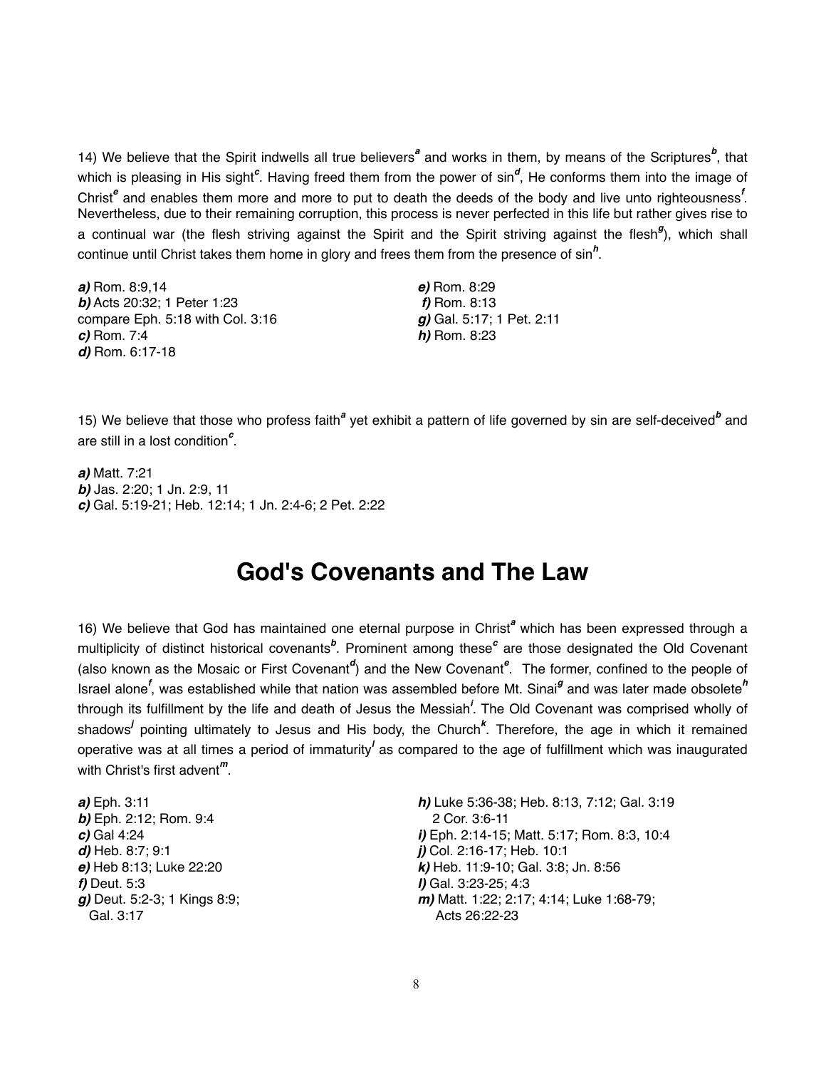14) We believe that the Spirit indwells all true believers[a] and works in them, by means of the Scriptures[b], that which is pleasing in His sight[c]. Having freed them from the power of sin[d], He conforms them into the image of Christ[e] and enables them more and more to put to death the deeds of the body and live unto righteousness[f]. Nevertheless, due to their remaining corruption, this process is never perfected in this life but rather gives rise to a continual war (the flesh striving against the Spirit and the Spirit striving against the flesh[g]), which shall continue until Christ takes them home in glory and frees them from the presence of sin[h].

***a)*** Rom. 8:9,14
***b)*** Acts 20:32; 1 Peter 1:23
compare Eph. 5:18 with Col. 3:16
***c)*** Rom. 7:4
***d)*** Rom. 6:17-18
***e)*** Rom. 8:29
***f)*** Rom. 8:13
***g)*** Gal. 5:17; 1 Pet. 2:11
***h)*** Rom. 8:23

15) We believe that those who profess faith[a] yet exhibit a pattern of life governed by sin are self-deceived[b] and are still in a lost condition[c].

***a)*** Matt. 7:21
***b)*** Jas. 2:20; 1 Jn. 2:9, 11
***c)*** Gal. 5:19-21; Heb. 12:14; 1 Jn. 2:4-6; 2 Pet. 2:22

# God's Covenants and The Law

16) We believe that God has maintained one eternal purpose in Christ[a] which has been expressed through a multiplicity of distinct historical covenants[b]. Prominent among these[c] are those designated the Old Covenant (also known as the Mosaic or First Covenant[d]) and the New Covenant[e]. The former, confined to the people of Israel alone[f], was established while that nation was assembled before Mt. Sinai[g] and was later made obsolete[h] through its fulfillment by the life and death of Jesus the Messiah[i]. The Old Covenant was comprised wholly of shadows[j] pointing ultimately to Jesus and His body, the Church[k]. Therefore, the age in which it remained operative was at all times a period of immaturity[l] as compared to the age of fulfillment which was inaugurated with Christ's first advent[m].

***a)*** Eph. 3:11
***b)*** Eph. 2:12; Rom. 9:4
***c)*** Gal 4:24
***d)*** Heb. 8:7; 9:1
***e)*** Heb 8:13; Luke 22:20
***f)*** Deut. 5:3
***g)*** Deut. 5:2-3; 1 Kings 8:9; Gal. 3:17
***h)*** Luke 5:36-38; Heb. 8:13, 7:12; Gal. 3:19 2 Cor. 3:6-11
***i)*** Eph. 2:14-15; Matt. 5:17; Rom. 8:3, 10:4
***j)*** Col. 2:16-17; Heb. 10:1
***k)*** Heb. 11:9-10; Gal. 3:8; Jn. 8:56
***l)*** Gal. 3:23-25; 4:3
***m)*** Matt. 1:22; 2:17; 4:14; Luke 1:68-79; Acts 26:22-23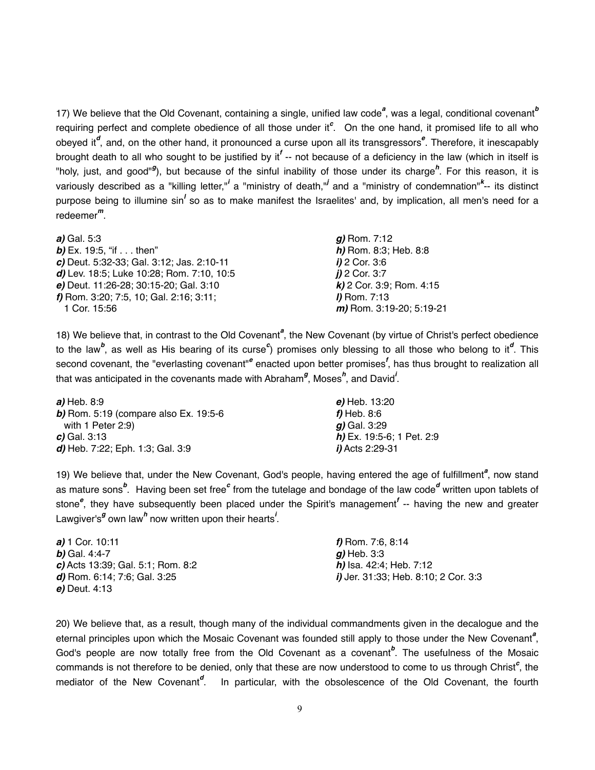17) We believe that the Old Covenant, containing a single, unified law code[a], was a legal, conditional covenant[b] requiring perfect and complete obedience of all those under it[c]. On the one hand, it promised life to all who obeyed it[d], and, on the other hand, it pronounced a curse upon all its transgressors[e]. Therefore, it inescapably brought death to all who sought to be justified by it[f] -- not because of a deficiency in the law (which in itself is "holy, just, and good"[g]), but because of the sinful inability of those under its charge[h]. For this reason, it is variously described as a "killing letter,"[i] a "ministry of death,"[j] and a "ministry of condemnation"[k]-- its distinct purpose being to illumine sin[l] so as to make manifest the Israelites' and, by implication, all men's need for a redeemer[m].

***a)*** Gal. 5:3
***b)*** Ex. 19:5, "if . . . then"
***c)*** Deut. 5:32-33; Gal. 3:12; Jas. 2:10-11
***d)*** Lev. 18:5; Luke 10:28; Rom. 7:10, 10:5
***e)*** Deut. 11:26-28; 30:15-20; Gal. 3:10
***f)*** Rom. 3:20; 7:5, 10; Gal. 2:16; 3:11; 1 Cor. 15:56
***g)*** Rom. 7:12
***h)*** Rom. 8:3; Heb. 8:8
***i)*** 2 Cor. 3:6
***j)*** 2 Cor. 3:7
***k)*** 2 Cor. 3:9; Rom. 4:15
***l)*** Rom. 7:13
***m)*** Rom. 3:19-20; 5:19-21

18) We believe that, in contrast to the Old Covenant[a], the New Covenant (by virtue of Christ's perfect obedience to the law[b], as well as His bearing of its curse[c]) promises only blessing to all those who belong to it[d]. This second covenant, the "everlasting covenant"[e] enacted upon better promises[f], has thus brought to realization all that was anticipated in the covenants made with Abraham[g], Moses[h], and David[i].

***a)*** Heb. 8:9
***b)*** Rom. 5:19 (compare also Ex. 19:5-6 with 1 Peter 2:9)
***c)*** Gal. 3:13
***d)*** Heb. 7:22; Eph. 1:3; Gal. 3:9
***e)*** Heb. 13:20
***f)*** Heb. 8:6
***g)*** Gal. 3:29
***h)*** Ex. 19:5-6; 1 Pet. 2:9
***i)*** Acts 2:29-31

19) We believe that, under the New Covenant, God's people, having entered the age of fulfillment[a], now stand as mature sons[b]. Having been set free[c] from the tutelage and bondage of the law code[d] written upon tablets of stone[e], they have subsequently been placed under the Spirit's management[f] -- having the new and greater Lawgiver's[g] own law[h] now written upon their hearts[i].

***a)*** 1 Cor. 10:11
***b)*** Gal. 4:4-7
***c)*** Acts 13:39; Gal. 5:1; Rom. 8:2
***d)*** Rom. 6:14; 7:6; Gal. 3:25
***e)*** Deut. 4:13
***f)*** Rom. 7:6, 8:14
***g)*** Heb. 3:3
***h)*** Isa. 42:4; Heb. 7:12
***i)*** Jer. 31:33; Heb. 8:10; 2 Cor. 3:3

20) We believe that, as a result, though many of the individual commandments given in the decalogue and the eternal principles upon which the Mosaic Covenant was founded still apply to those under the New Covenant[a], God's people are now totally free from the Old Covenant as a covenant[b]. The usefulness of the Mosaic commands is not therefore to be denied, only that these are now understood to come to us through Christ[c], the mediator of the New Covenant[d]. In particular, with the obsolescence of the Old Covenant, the fourth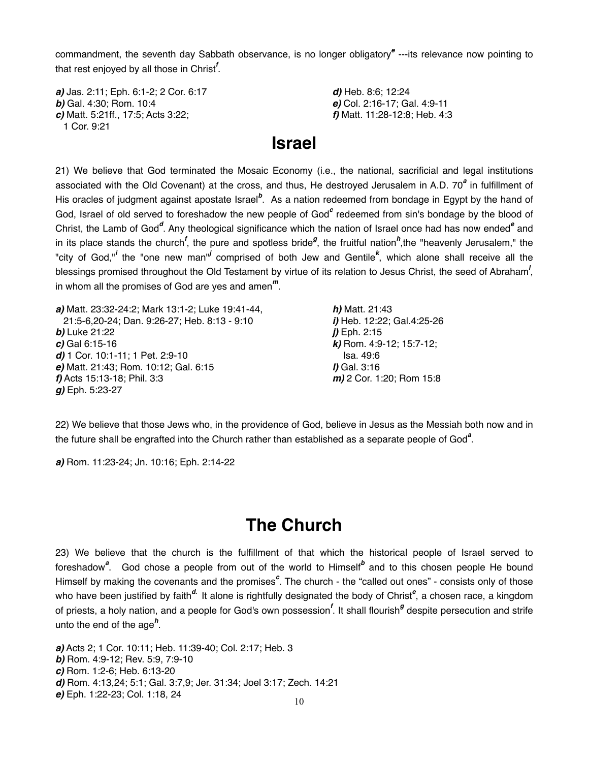commandment, the seventh day Sabbath observance, is no longer obligatory[e] ---its relevance now pointing to that rest enjoyed by all those in Christ[f].

***a)*** Jas. 2:11; Eph. 6:1-2; 2 Cor. 6:17
***b)*** Gal. 4:30; Rom. 10:4
***c)*** Matt. 5:21ff., 17:5; Acts 3:22; 1 Cor. 9:21
***d)*** Heb. 8:6; 12:24
***e)*** Col. 2:16-17; Gal. 4:9-11
***f)*** Matt. 11:28-12:8; Heb. 4:3

# Israel

21) We believe that God terminated the Mosaic Economy (i.e., the national, sacrificial and legal institutions associated with the Old Covenant) at the cross, and thus, He destroyed Jerusalem in A.D. 70[a] in fulfillment of His oracles of judgment against apostate Israel[b]. As a nation redeemed from bondage in Egypt by the hand of God, Israel of old served to foreshadow the new people of God[c] redeemed from sin's bondage by the blood of Christ, the Lamb of God[d]. Any theological significance which the nation of Israel once had has now ended[e] and in its place stands the church[f], the pure and spotless bride[g], the fruitful nation[h],the "heavenly Jerusalem," the "city of God,"[i] the "one new man"[j] comprised of both Jew and Gentile[k], which alone shall receive all the blessings promised throughout the Old Testament by virtue of its relation to Jesus Christ, the seed of Abraham[l], in whom all the promises of God are yes and amen[m].

***a)*** Matt. 23:32-24:2; Mark 13:1-2; Luke 19:41-44, 21:5-6,20-24; Dan. 9:26-27; Heb. 8:13 - 9:10
***b)*** Luke 21:22
***c)*** Gal 6:15-16
***d)*** 1 Cor. 10:1-11; 1 Pet. 2:9-10
***e)*** Matt. 21:43; Rom. 10:12; Gal. 6:15
***f)*** Acts 15:13-18; Phil. 3:3
***g)*** Eph. 5:23-27
***h)*** Matt. 21:43
***i)*** Heb. 12:22; Gal.4:25-26
***j)*** Eph. 2:15
***k)*** Rom. 4:9-12; 15:7-12; Isa. 49:6
***l)*** Gal. 3:16
***m)*** 2 Cor. 1:20; Rom 15:8

22) We believe that those Jews who, in the providence of God, believe in Jesus as the Messiah both now and in the future shall be engrafted into the Church rather than established as a separate people of God[a].

***a)*** Rom. 11:23-24; Jn. 10:16; Eph. 2:14-22

# The Church

23) We believe that the church is the fulfillment of that which the historical people of Israel served to foreshadow[a]. God chose a people from out of the world to Himself[b] and to this chosen people He bound Himself by making the covenants and the promises[c]. The church - the "called out ones" - consists only of those who have been justified by faith[d]. It alone is rightfully designated the body of Christ[e], a chosen race, a kingdom of priests, a holy nation, and a people for God's own possession[f]. It shall flourish[g] despite persecution and strife unto the end of the age[h].

***a)*** Acts 2; 1 Cor. 10:11; Heb. 11:39-40; Col. 2:17; Heb. 3
***b)*** Rom. 4:9-12; Rev. 5:9, 7:9-10
***c)*** Rom. 1:2-6; Heb. 6:13-20
***d)*** Rom. 4:13,24; 5:1; Gal. 3:7,9; Jer. 31:34; Joel 3:17; Zech. 14:21
***e)*** Eph. 1:22-23; Col. 1:18, 24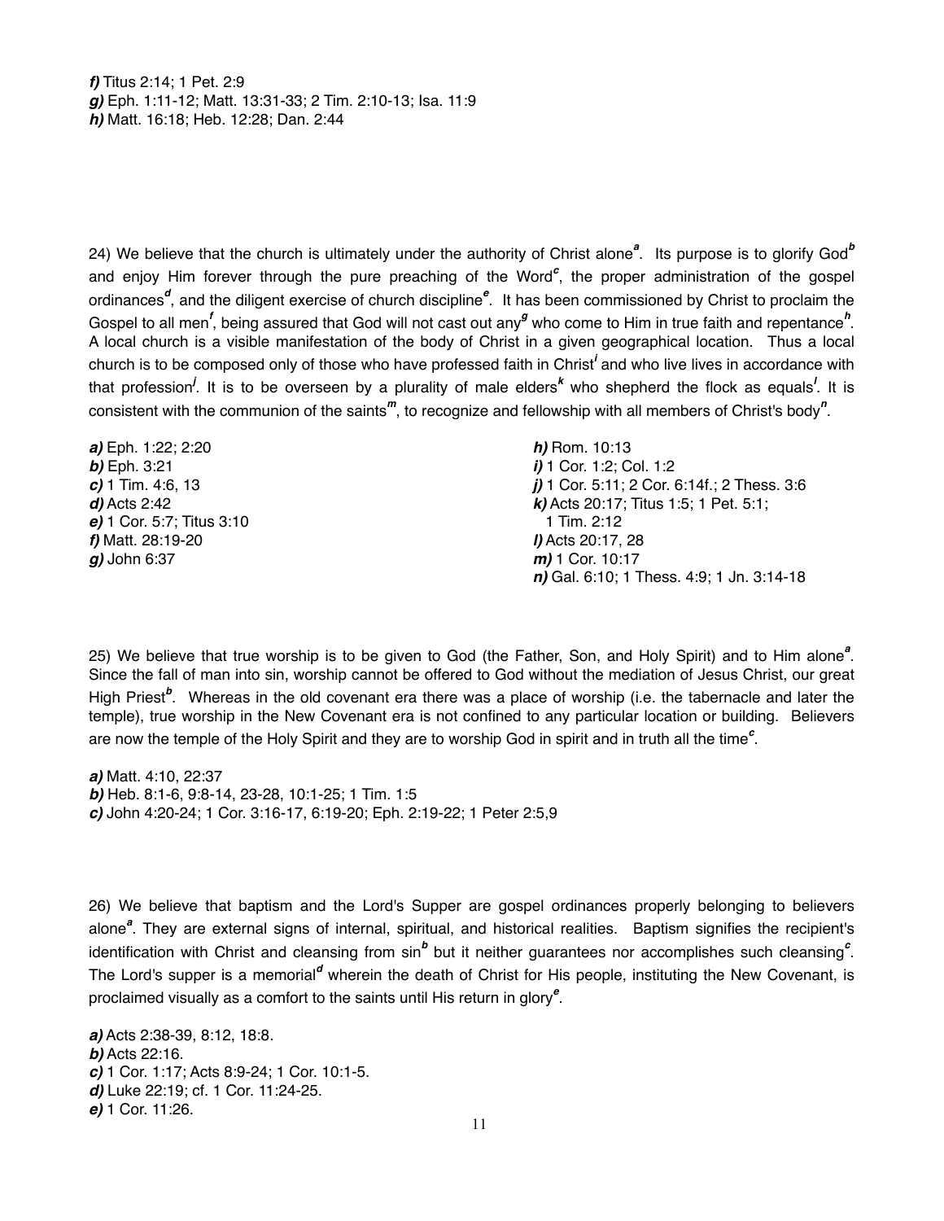***f)*** Titus 2:14; 1 Pet. 2:9
***g)*** Eph. 1:11-12; Matt. 13:31-33; 2 Tim. 2:10-13; Isa. 11:9
***h)*** Matt. 16:18; Heb. 12:28; Dan. 2:44

24) We believe that the church is ultimately under the authority of Christ alone[a]. Its purpose is to glorify God[b] and enjoy Him forever through the pure preaching of the Word[c], the proper administration of the gospel ordinances[d], and the diligent exercise of church discipline[e]. It has been commissioned by Christ to proclaim the Gospel to all men[f], being assured that God will not cast out any[g] who come to Him in true faith and repentance[h]. A local church is a visible manifestation of the body of Christ in a given geographical location. Thus a local church is to be composed only of those who have professed faith in Christ[i] and who live lives in accordance with that profession[j]. It is to be overseen by a plurality of male elders[k] who shepherd the flock as equals[l]. It is consistent with the communion of the saints[m], to recognize and fellowship with all members of Christ's body[n].

***a)*** Eph. 1:22; 2:20
***b)*** Eph. 3:21
***c)*** 1 Tim. 4:6, 13
***d)*** Acts 2:42
***e)*** 1 Cor. 5:7; Titus 3:10
***f)*** Matt. 28:19-20
***g)*** John 6:37
***h)*** Rom. 10:13
***i)*** 1 Cor. 1:2; Col. 1:2
***j)*** 1 Cor. 5:11; 2 Cor. 6:14f.; 2 Thess. 3:6
***k)*** Acts 20:17; Titus 1:5; 1 Pet. 5:1; 1 Tim. 2:12
***l)*** Acts 20:17, 28
***m)*** 1 Cor. 10:17
***n)*** Gal. 6:10; 1 Thess. 4:9; 1 Jn. 3:14-18

25) We believe that true worship is to be given to God (the Father, Son, and Holy Spirit) and to Him alone[a]. Since the fall of man into sin, worship cannot be offered to God without the mediation of Jesus Christ, our great High Priest[b]. Whereas in the old covenant era there was a place of worship (i.e. the tabernacle and later the temple), true worship in the New Covenant era is not confined to any particular location or building. Believers are now the temple of the Holy Spirit and they are to worship God in spirit and in truth all the time[c].

***a)*** Matt. 4:10, 22:37
***b)*** Heb. 8:1-6, 9:8-14, 23-28, 10:1-25; 1 Tim. 1:5
***c)*** John 4:20-24; 1 Cor. 3:16-17, 6:19-20; Eph. 2:19-22; 1 Peter 2:5,9

26) We believe that baptism and the Lord's Supper are gospel ordinances properly belonging to believers alone[a]. They are external signs of internal, spiritual, and historical realities. Baptism signifies the recipient's identification with Christ and cleansing from sin[b] but it neither guarantees nor accomplishes such cleansing[c]. The Lord's supper is a memorial[d] wherein the death of Christ for His people, instituting the New Covenant, is proclaimed visually as a comfort to the saints until His return in glory[e].

***a)*** Acts 2:38-39, 8:12, 18:8.
***b)*** Acts 22:16.
***c)*** 1 Cor. 1:17; Acts 8:9-24; 1 Cor. 10:1-5.
***d)*** Luke 22:19; cf. 1 Cor. 11:24-25.
***e)*** 1 Cor. 11:26.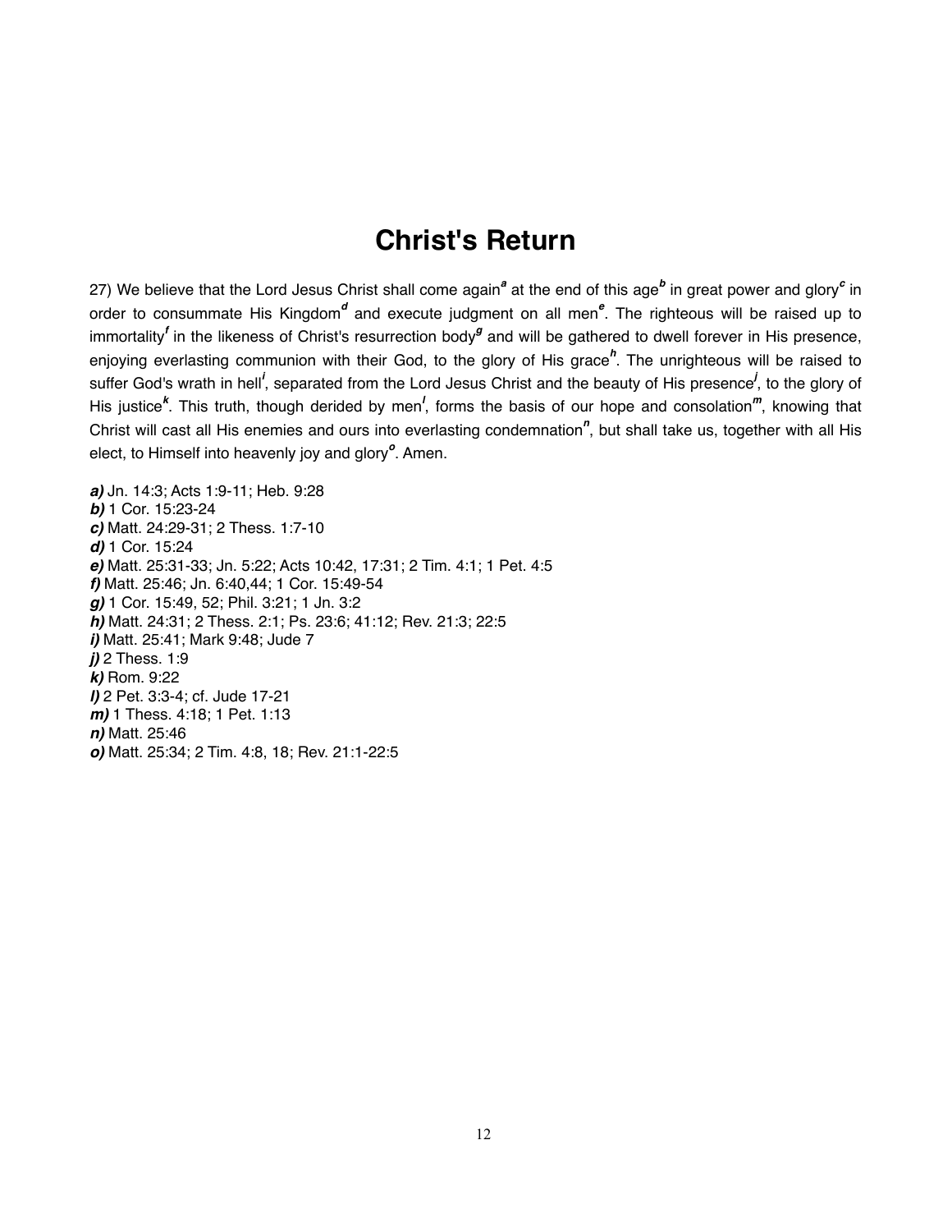# Christ's Return

27) We believe that the Lord Jesus Christ shall come again[a] at the end of this age[b] in great power and glory[c] in order to consummate His Kingdom[d] and execute judgment on all men[e]. The righteous will be raised up to immortality[f] in the likeness of Christ's resurrection body[g] and will be gathered to dwell forever in His presence, enjoying everlasting communion with their God, to the glory of His grace[h]. The unrighteous will be raised to suffer God's wrath in hell[i], separated from the Lord Jesus Christ and the beauty of His presence[j], to the glory of His justice[k]. This truth, though derided by men[l], forms the basis of our hope and consolation[m], knowing that Christ will cast all His enemies and ours into everlasting condemnation[n], but shall take us, together with all His elect, to Himself into heavenly joy and glory[o]. Amen.

***a)*** Jn. 14:3; Acts 1:9-11; Heb. 9:28
***b)*** 1 Cor. 15:23-24
***c)*** Matt. 24:29-31; 2 Thess. 1:7-10
***d)*** 1 Cor. 15:24
***e)*** Matt. 25:31-33; Jn. 5:22; Acts 10:42, 17:31; 2 Tim. 4:1; 1 Pet. 4:5
***f)*** Matt. 25:46; Jn. 6:40,44; 1 Cor. 15:49-54
***g)*** 1 Cor. 15:49, 52; Phil. 3:21; 1 Jn. 3:2
***h)*** Matt. 24:31; 2 Thess. 2:1; Ps. 23:6; 41:12; Rev. 21:3; 22:5
***i)*** Matt. 25:41; Mark 9:48; Jude 7
***j)*** 2 Thess. 1:9
***k)*** Rom. 9:22
***l)*** 2 Pet. 3:3-4; cf. Jude 17-21
***m)*** 1 Thess. 4:18; 1 Pet. 1:13
***n)*** Matt. 25:46
***o)*** Matt. 25:34; 2 Tim. 4:8, 18; Rev. 21:1-22:5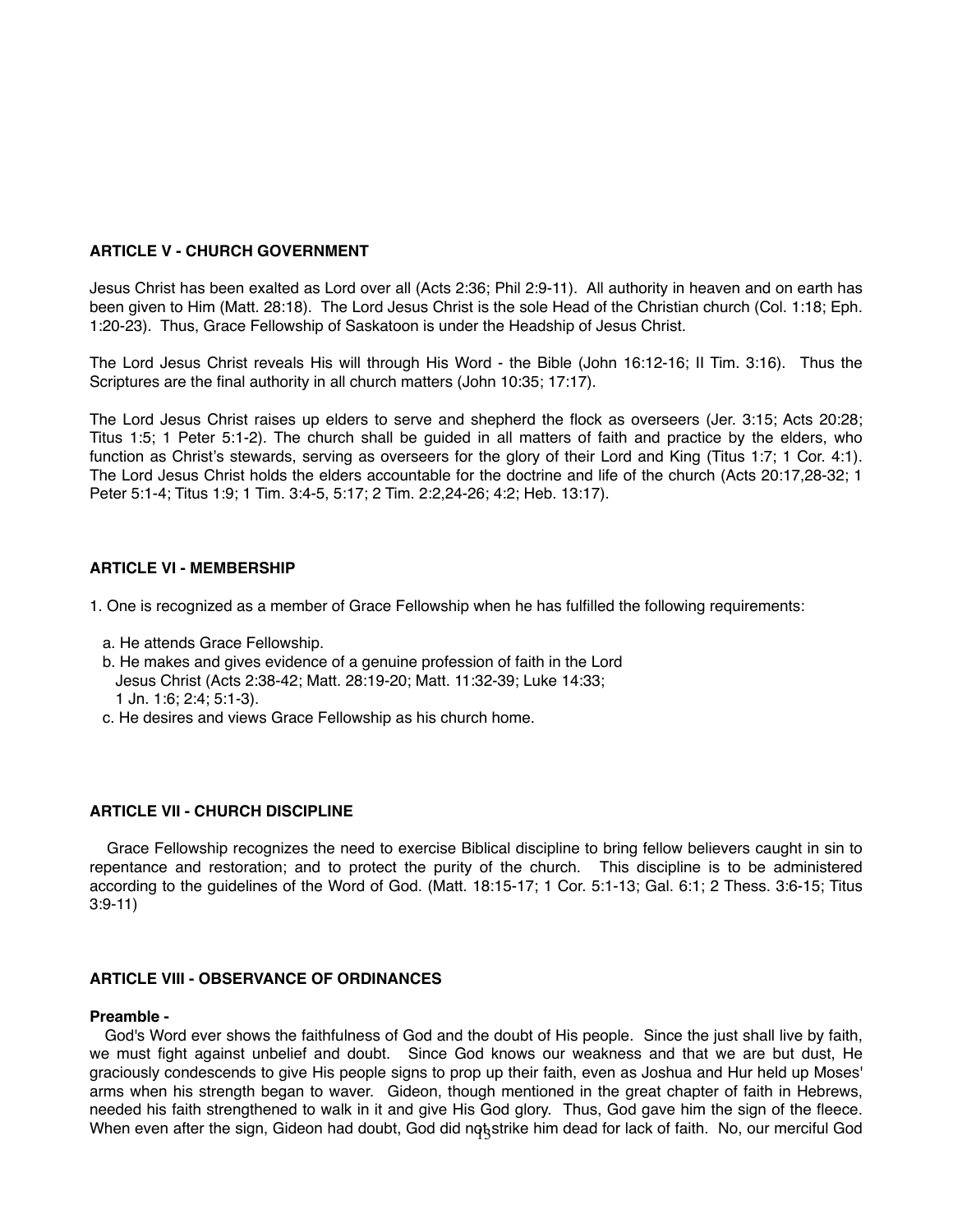**ARTICLE V - CHURCH GOVERNMENT**

Jesus Christ has been exalted as Lord over all (Acts 2:36; Phil 2:9-11). All authority in heaven and on earth has been given to Him (Matt. 28:18). The Lord Jesus Christ is the sole Head of the Christian church (Col. 1:18; Eph. 1:20-23). Thus, Grace Fellowship of Saskatoon is under the Headship of Jesus Christ.

The Lord Jesus Christ reveals His will through His Word - the Bible (John 16:12-16; II Tim. 3:16). Thus the Scriptures are the final authority in all church matters (John 10:35; 17:17).

The Lord Jesus Christ raises up elders to serve and shepherd the flock as overseers (Jer. 3:15; Acts 20:28; Titus 1:5; 1 Peter 5:1-2). The church shall be guided in all matters of faith and practice by the elders, who function as Christ's stewards, serving as overseers for the glory of their Lord and King (Titus 1:7; 1 Cor. 4:1). The Lord Jesus Christ holds the elders accountable for the doctrine and life of the church (Acts 20:17,28-32; 1 Peter 5:1-4; Titus 1:9; 1 Tim. 3:4-5, 5:17; 2 Tim. 2:2,24-26; 4:2; Heb. 13:17).

**ARTICLE VI - MEMBERSHIP**

1. One is recognized as a member of Grace Fellowship when he has fulfilled the following requirements:

   a. He attends Grace Fellowship.
   b. He makes and gives evidence of a genuine profession of faith in the Lord Jesus Christ (Acts 2:38-42; Matt. 28:19-20; Matt. 11:32-39; Luke 14:33; 1 Jn. 1:6; 2:4; 5:1-3).
   c. He desires and views Grace Fellowship as his church home.

**ARTICLE VII - CHURCH DISCIPLINE**

Grace Fellowship recognizes the need to exercise Biblical discipline to bring fellow believers caught in sin to repentance and restoration; and to protect the purity of the church. This discipline is to be administered according to the guidelines of the Word of God. (Matt. 18:15-17; 1 Cor. 5:1-13; Gal. 6:1; 2 Thess. 3:6-15; Titus 3:9-11)

**ARTICLE VIII - OBSERVANCE OF ORDINANCES**

**Preamble -**

God's Word ever shows the faithfulness of God and the doubt of His people. Since the just shall live by faith, we must fight against unbelief and doubt. Since God knows our weakness and that we are but dust, He graciously condescends to give His people signs to prop up their faith, even as Joshua and Hur held up Moses' arms when his strength began to waver. Gideon, though mentioned in the great chapter of faith in Hebrews, needed his faith strengthened to walk in it and give His God glory. Thus, God gave him the sign of the fleece. When even after the sign, Gideon had doubt, God did not strike him dead for lack of faith. No, our merciful God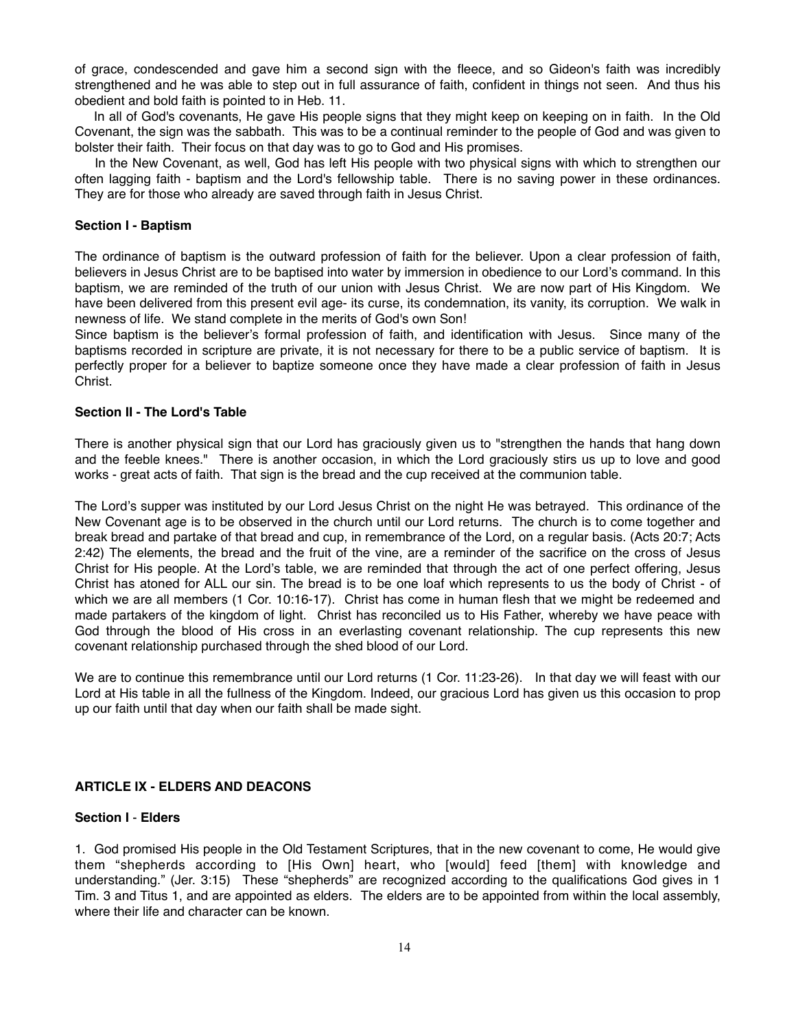of grace, condescended and gave him a second sign with the fleece, and so Gideon's faith was incredibly strengthened and he was able to step out in full assurance of faith, confident in things not seen. And thus his obedient and bold faith is pointed to in Heb. 11.

In all of God's covenants, He gave His people signs that they might keep on keeping on in faith. In the Old Covenant, the sign was the sabbath. This was to be a continual reminder to the people of God and was given to bolster their faith. Their focus on that day was to go to God and His promises.

In the New Covenant, as well, God has left His people with two physical signs with which to strengthen our often lagging faith - baptism and the Lord's fellowship table. There is no saving power in these ordinances. They are for those who already are saved through faith in Jesus Christ.

**Section I - Baptism**

The ordinance of baptism is the outward profession of faith for the believer. Upon a clear profession of faith, believers in Jesus Christ are to be baptised into water by immersion in obedience to our Lord's command. In this baptism, we are reminded of the truth of our union with Jesus Christ. We are now part of His Kingdom. We have been delivered from this present evil age- its curse, its condemnation, its vanity, its corruption. We walk in newness of life. We stand complete in the merits of God's own Son!

Since baptism is the believer's formal profession of faith, and identification with Jesus. Since many of the baptisms recorded in scripture are private, it is not necessary for there to be a public service of baptism. It is perfectly proper for a believer to baptize someone once they have made a clear profession of faith in Jesus Christ.

**Section II - The Lord's Table**

There is another physical sign that our Lord has graciously given us to "strengthen the hands that hang down and the feeble knees." There is another occasion, in which the Lord graciously stirs us up to love and good works - great acts of faith. That sign is the bread and the cup received at the communion table.

The Lord's supper was instituted by our Lord Jesus Christ on the night He was betrayed. This ordinance of the New Covenant age is to be observed in the church until our Lord returns. The church is to come together and break bread and partake of that bread and cup, in remembrance of the Lord, on a regular basis. (Acts 20:7; Acts 2:42) The elements, the bread and the fruit of the vine, are a reminder of the sacrifice on the cross of Jesus Christ for His people. At the Lord's table, we are reminded that through the act of one perfect offering, Jesus Christ has atoned for ALL our sin. The bread is to be one loaf which represents to us the body of Christ - of which we are all members (1 Cor. 10:16-17). Christ has come in human flesh that we might be redeemed and made partakers of the kingdom of light. Christ has reconciled us to His Father, whereby we have peace with God through the blood of His cross in an everlasting covenant relationship. The cup represents this new covenant relationship purchased through the shed blood of our Lord.

We are to continue this remembrance until our Lord returns (1 Cor. 11:23-26). In that day we will feast with our Lord at His table in all the fullness of the Kingdom. Indeed, our gracious Lord has given us this occasion to prop up our faith until that day when our faith shall be made sight.

## ARTICLE IX - ELDERS AND DEACONS

**Section I - Elders**

1. God promised His people in the Old Testament Scriptures, that in the new covenant to come, He would give them "shepherds according to [His Own] heart, who [would] feed [them] with knowledge and understanding." (Jer. 3:15) These "shepherds" are recognized according to the qualifications God gives in 1 Tim. 3 and Titus 1, and are appointed as elders. The elders are to be appointed from within the local assembly, where their life and character can be known.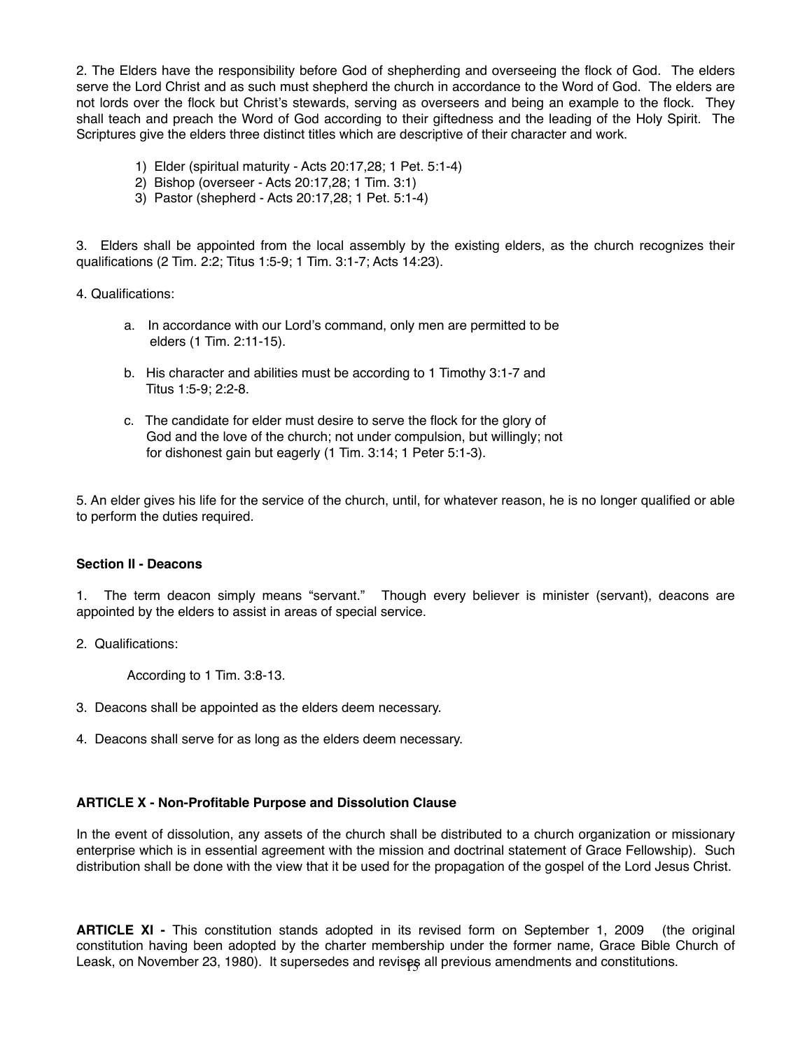2. The Elders have the responsibility before God of shepherding and overseeing the flock of God. The elders serve the Lord Christ and as such must shepherd the church in accordance to the Word of God. The elders are not lords over the flock but Christ's stewards, serving as overseers and being an example to the flock. They shall teach and preach the Word of God according to their giftedness and the leading of the Holy Spirit. The Scriptures give the elders three distinct titles which are descriptive of their character and work.

1) Elder (spiritual maturity - Acts 20:17,28; 1 Pet. 5:1-4)
2) Bishop (overseer - Acts 20:17,28; 1 Tim. 3:1)
3) Pastor (shepherd - Acts 20:17,28; 1 Pet. 5:1-4)

3. Elders shall be appointed from the local assembly by the existing elders, as the church recognizes their qualifications (2 Tim. 2:2; Titus 1:5-9; 1 Tim. 3:1-7; Acts 14:23).

4. Qualifications:

a. In accordance with our Lord's command, only men are permitted to be elders (1 Tim. 2:11-15).

b. His character and abilities must be according to 1 Timothy 3:1-7 and Titus 1:5-9; 2:2-8.

c. The candidate for elder must desire to serve the flock for the glory of God and the love of the church; not under compulsion, but willingly; not for dishonest gain but eagerly (1 Tim. 3:14; 1 Peter 5:1-3).

5. An elder gives his life for the service of the church, until, for whatever reason, he is no longer qualified or able to perform the duties required.

**Section II - Deacons**

1. The term deacon simply means "servant." Though every believer is minister (servant), deacons are appointed by the elders to assist in areas of special service.

2. Qualifications:

According to 1 Tim. 3:8-13.

3. Deacons shall be appointed as the elders deem necessary.

4. Deacons shall serve for as long as the elders deem necessary.

**ARTICLE X - Non-Profitable Purpose and Dissolution Clause**

In the event of dissolution, any assets of the church shall be distributed to a church organization or missionary enterprise which is in essential agreement with the mission and doctrinal statement of Grace Fellowship). Such distribution shall be done with the view that it be used for the propagation of the gospel of the Lord Jesus Christ.

**ARTICLE XI -** This constitution stands adopted in its revised form on September 1, 2009 (the original constitution having been adopted by the charter membership under the former name, Grace Bible Church of Leask, on November 23, 1980). It supersedes and revises all previous amendments and constitutions.